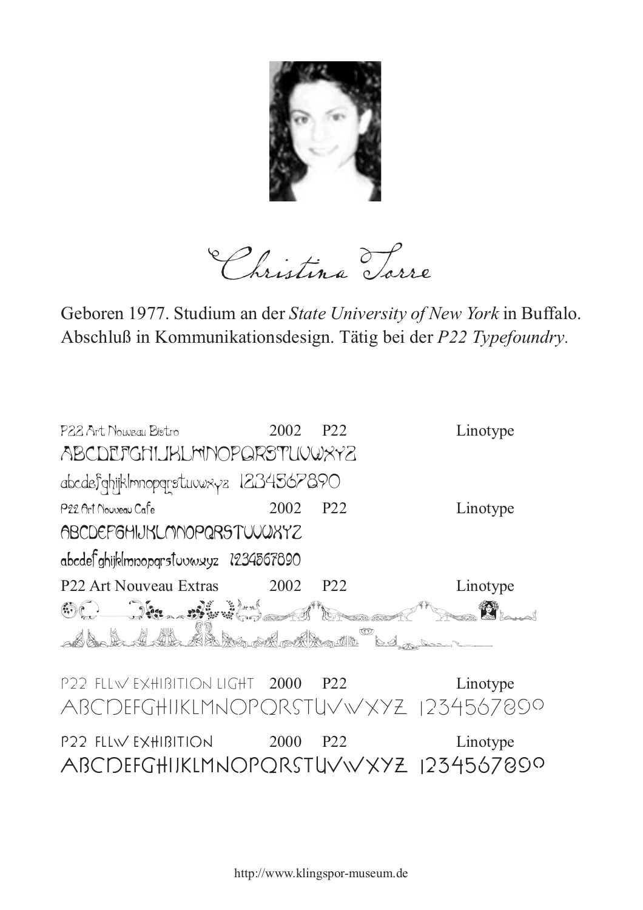# Christina Torre

Geboren 1977. Studium an der *State University of New York* in Buffalo. Abschluß in Kommunikationsdesign. Tätig bei der *P22 Typefoundry*.

| | | | |
|---|---|---|---|
| P22 Art Nouveau Bistro | 2002 | P22 | Linotype |
| ABCDEFGHIJKLMNOPQRSTUVWXYZ | | | |
| abcdefghijklmnopqrstuvwxyz 1234567890 | | | |
| P22 Art Nouveau Cafe | 2002 | P22 | Linotype |
| ABCDEFGHIJKLMNOPQRSTUVWXYZ | | | |
| abcdefghijklmnopqrstuvwxyz 1234567890 | | | |
| P22 Art Nouveau Extras | 2002 | P22 | Linotype |
| P22 FLLW EXHIBITION LIGHT | 2000 | P22 | Linotype |
| ABCDEFGHIJKLMNOPQRSTUVWXYZ 1234567890 | | | |
| P22 FLLW EXHIBITION | 2000 | P22 | Linotype |
| ABCDEFGHIJKLMNOPQRSTUVWXYZ 1234567890 | | | |

http://www.klingspor-museum.de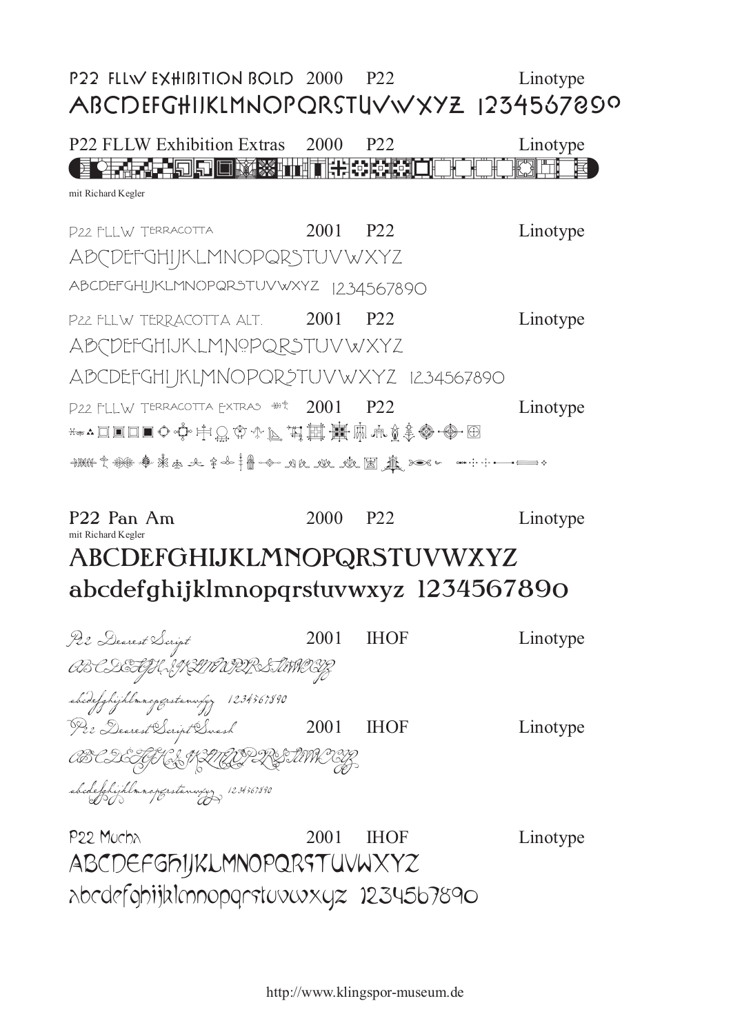P22 FLLW Exhibition Bold 2000 P22 Linotype

ABCDEFGHIJKLMNOPQRSTUVWXYZ 1234567890

P22 FLLW Exhibition Extras 2000 P22 Linotype

mit Richard Kegler

P22 FLLW Terracotta 2001 P22 Linotype

ABCDEFGHIJKLMNOPQRSTUVWXYZ

ABCDEFGHIJKLMNOPQRSTUVWXYZ 1234567890

P22 FLLW Terracotta Alt. 2001 P22 Linotype

ABCDEFGHIJKLMNOPQRSTUVWXYZ

ABCDEFGHIJKLMNOPQRSTUVWXYZ 1234567890

P22 FLLW Terracotta Extras 2001 P22 Linotype

P22 Pan Am 2000 P22 Linotype

mit Richard Kegler

ABCDEFGHIJKLMNOPQRSTUVWXYZ

abcdefghijklmnopqrstuvwxyz 1234567890

P22 Dearest Script 2001 IHOF Linotype

ABCDEFGHIJKLMNOPQRSTUVWXYZ

abcdefghijklmnopqrstuvwxyz 1234567890

P22 Dearest Script Swash 2001 IHOF Linotype

ABCDEFGHIJKLMNOPQRSTUVWXYZ

abcdefghijklmnopqrstuvwxyz 1234567890

P22 Mucha 2001 IHOF Linotype

ABCDEFGHIJKLMNOPQRSTUVWXYZ

abcdefghijklmnopqrstuvwxyz 1234567890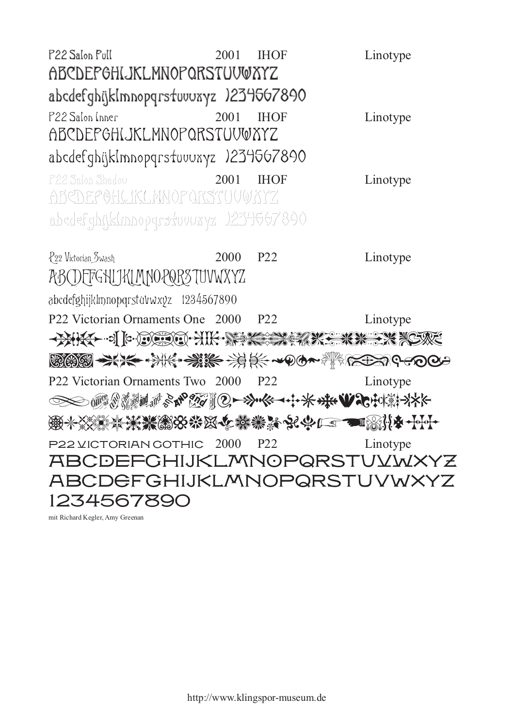P22 Salon Full 2001 IHOF Linotype

ABCDEFGHIJKLMNOPQRSTUVWXYZ

abcdefghijklmnopqrstuvwxyz 1234567890

P22 Salon Inner 2001 IHOF Linotype

ABCDEFGHIJKLMNOPQRSTUVWXYZ

abcdefghijklmnopqrstuvwxyz 1234567890

P22 Salon Shadow 2001 IHOF Linotype

ABCDEFGHIJKLMNOPQRSTUVWXYZ

abcdefghijklmnopqrstuvwxyz 1234567890

P22 Victorian Swash 2000 P22 Linotype

ABCDEFGHIJKLMNOPQRSTUVWXYZ

abcdefghijklmnopqrstuvwxyz 1234567890

P22 Victorian Ornaments One 2000 P22 Linotype

P22 Victorian Ornaments Two 2000 P22 Linotype

P22 VICTORIAN GOTHIC 2000 P22 Linotype

ABCDEFGHIJKLMNOPQRSTUVWXYZ

ABCDEFGHIJKLMNOPQRSTUVWXYZ

1234567890

mit Richard Kegler, Amy Greenan

http://www.klingspor-museum.de